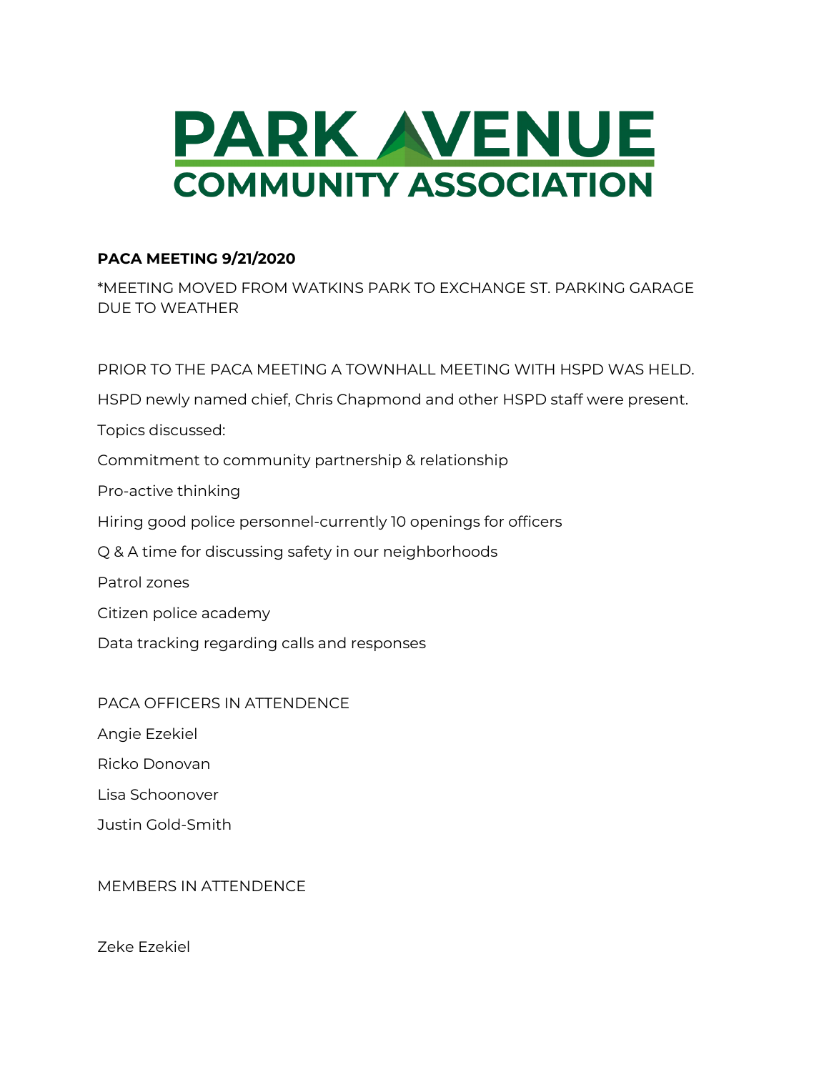# PARK AVENUE COMMUNITY ASSOCIATION

**PACA MEETING 9/21/2020**

*MEETING MOVED FROM WATKINS PARK TO EXCHANGE ST. PARKING GARAGE DUE TO WEATHER

PRIOR TO THE PACA MEETING A TOWNHALL MEETING WITH HSPD WAS HELD.

HSPD newly named chief, Chris Chapmond and other HSPD staff were present.

Topics discussed:

Commitment to community partnership & relationship

Pro-active thinking

Hiring good police personnel-currently 10 openings for officers

Q & A time for discussing safety in our neighborhoods

Patrol zones

Citizen police academy

Data tracking regarding calls and responses

PACA OFFICERS IN ATTENDENCE

Angie Ezekiel

Ricko Donovan

Lisa Schoonover

Justin Gold-Smith

MEMBERS IN ATTENDENCE

Zeke Ezekiel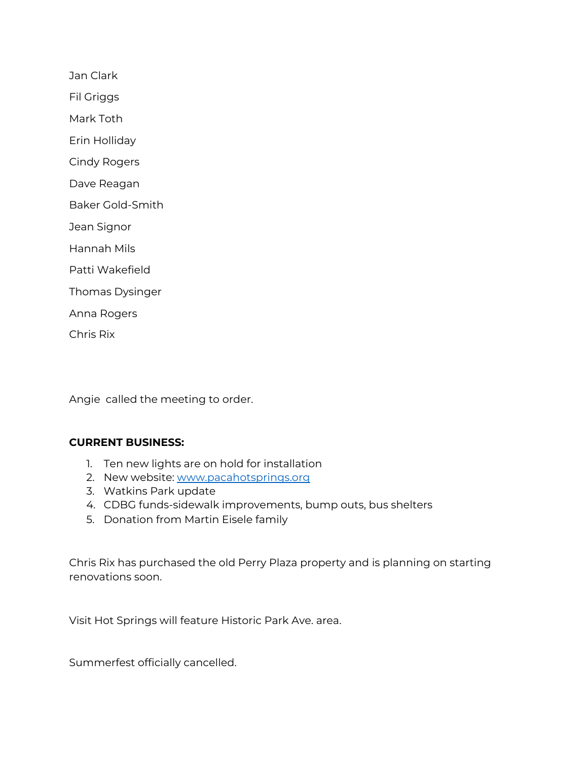Jan Clark

Fil Griggs

Mark Toth

Erin Holliday

Cindy Rogers

Dave Reagan

Baker Gold-Smith

Jean Signor

Hannah Mils

Patti Wakefield

Thomas Dysinger

Anna Rogers

Chris Rix

Angie  called the meeting to order.

**CURRENT BUSINESS:**

1. Ten new lights are on hold for installation
2. New website: [www.pacahotsprings.org](http://www.pacahotsprings.org)
3. Watkins Park update
4. CDBG funds-sidewalk improvements, bump outs, bus shelters
5. Donation from Martin Eisele family

Chris Rix has purchased the old Perry Plaza property and is planning on starting renovations soon.

Visit Hot Springs will feature Historic Park Ave. area.

Summerfest officially cancelled.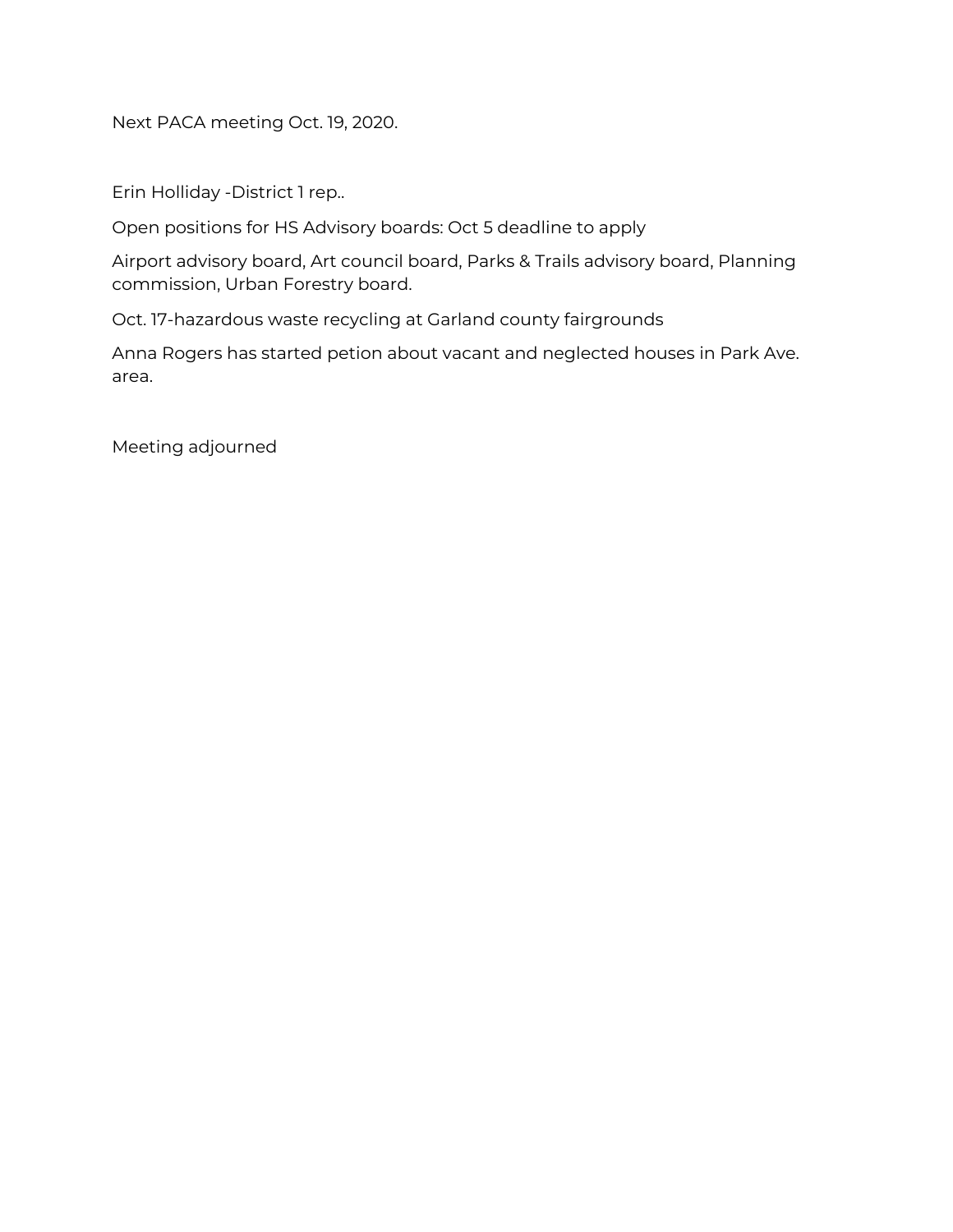Next PACA meeting Oct. 19, 2020.

Erin Holliday -District 1 rep..

Open positions for HS Advisory boards: Oct 5 deadline to apply

Airport advisory board, Art council board, Parks & Trails advisory board, Planning commission, Urban Forestry board.

Oct. 17-hazardous waste recycling at Garland county fairgrounds

Anna Rogers has started petion about vacant and neglected houses in Park Ave. area.

Meeting adjourned